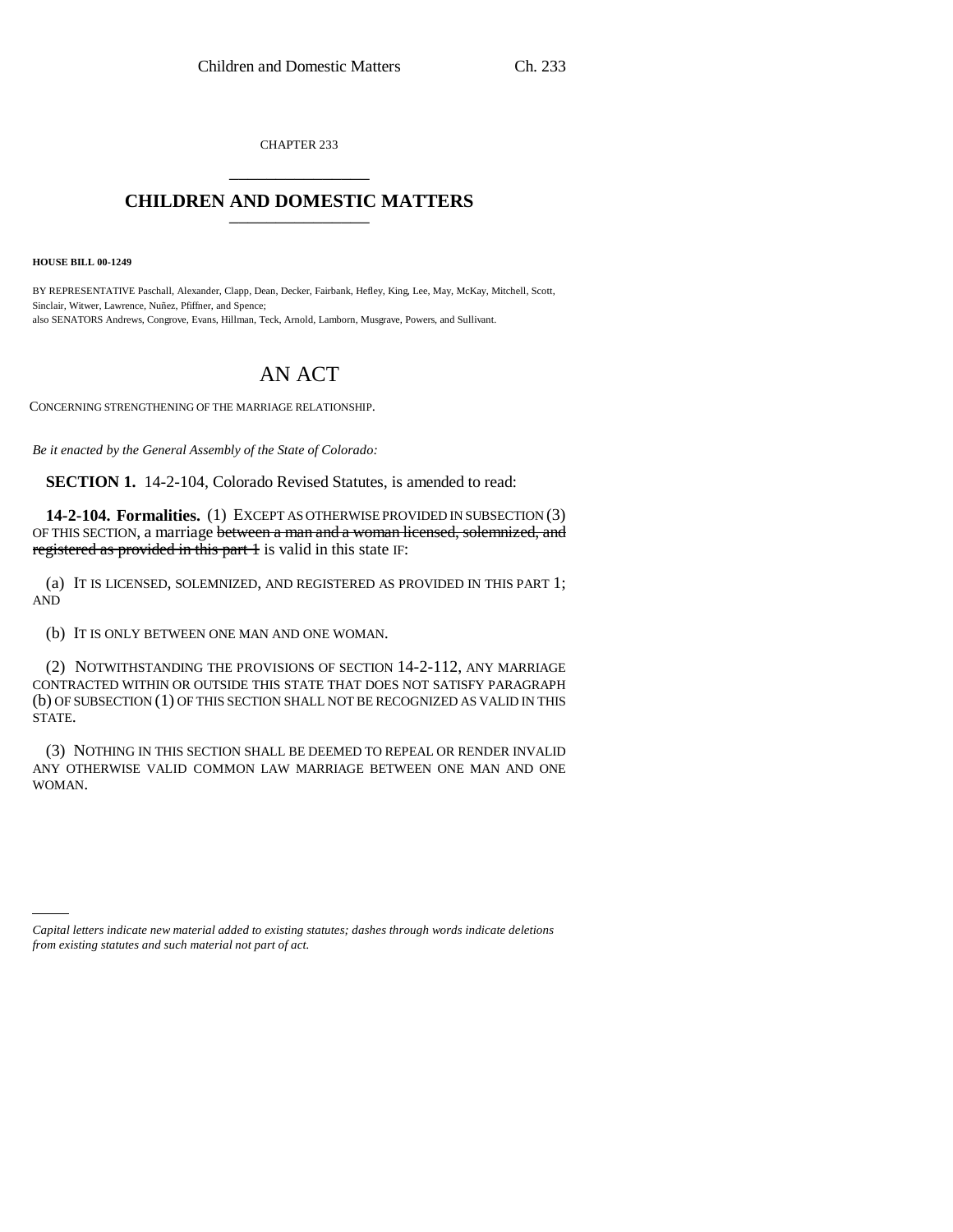CHAPTER 233

# CHILDREN AND DOMESTIC MATTERS

**HOUSE BILL 00-1249**

BY REPRESENTATIVE Paschall, Alexander, Clapp, Dean, Decker, Fairbank, Hefley, King, Lee, May, McKay, Mitchell, Scott, Sinclair, Witwer, Lawrence, Nuñez, Pfiffner, and Spence;
also SENATORS Andrews, Congrove, Evans, Hillman, Teck, Arnold, Lamborn, Musgrave, Powers, and Sullivant.

# AN ACT

CONCERNING STRENGTHENING OF THE MARRIAGE RELATIONSHIP.

*Be it enacted by the General Assembly of the State of Colorado:*

**SECTION 1.** 14-2-104, Colorado Revised Statutes, is amended to read:

**14-2-104. Formalities.** (1) EXCEPT AS OTHERWISE PROVIDED IN SUBSECTION (3) OF THIS SECTION, a marriage ~~between a man and a woman licensed, solemnized, and registered as provided in this part 1~~ is valid in this state IF:

(a) IT IS LICENSED, SOLEMNIZED, AND REGISTERED AS PROVIDED IN THIS PART 1; AND

(b) IT IS ONLY BETWEEN ONE MAN AND ONE WOMAN.

(2) NOTWITHSTANDING THE PROVISIONS OF SECTION 14-2-112, ANY MARRIAGE CONTRACTED WITHIN OR OUTSIDE THIS STATE THAT DOES NOT SATISFY PARAGRAPH (b) OF SUBSECTION (1) OF THIS SECTION SHALL NOT BE RECOGNIZED AS VALID IN THIS STATE.

(3) NOTHING IN THIS SECTION SHALL BE DEEMED TO REPEAL OR RENDER INVALID ANY OTHERWISE VALID COMMON LAW MARRIAGE BETWEEN ONE MAN AND ONE WOMAN.

*Capital letters indicate new material added to existing statutes; dashes through words indicate deletions from existing statutes and such material not part of act.*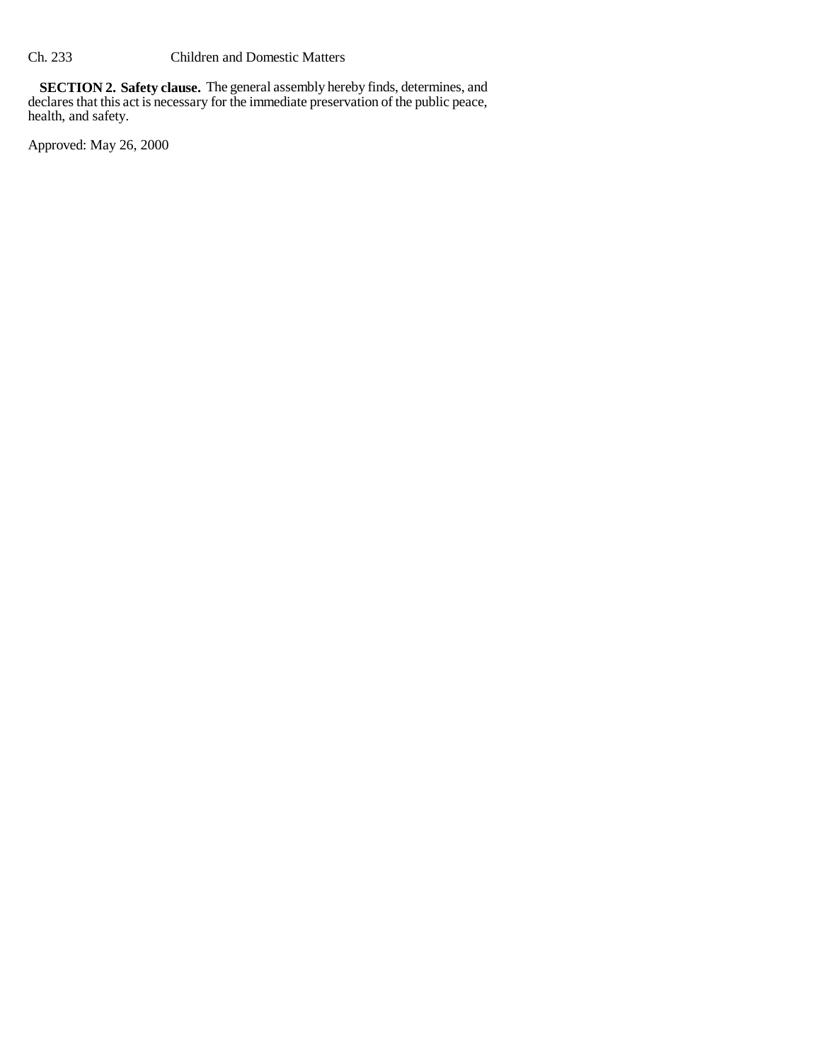**SECTION 2. Safety clause.** The general assembly hereby finds, determines, and declares that this act is necessary for the immediate preservation of the public peace, health, and safety.

Approved: May 26, 2000